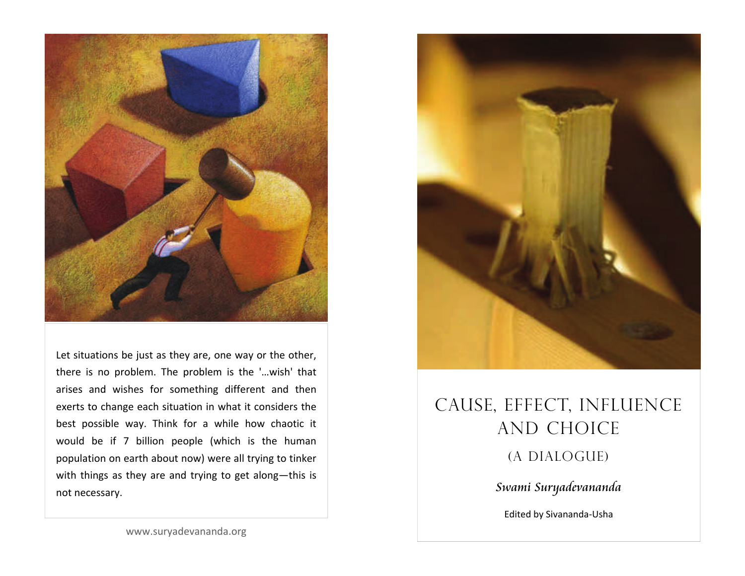Let situations be just as they are, one way or the other, there is no problem. The problem is the '...wish' that arises and wishes for something different and then exerts to change each situation in what it considers the best possible way. Think for a while how chaotic it would be if 7 billion people (which is the human population on earth about now) were all trying to tinker with things as they are and trying to get along—this is not necessary.

www.suryadevananda.org

# CAUSE, EFFECT, INFLUENCE AND CHOICE

## (A DIALOGUE)

*Swami Suryadevananda*

Edited by Sivananda-Usha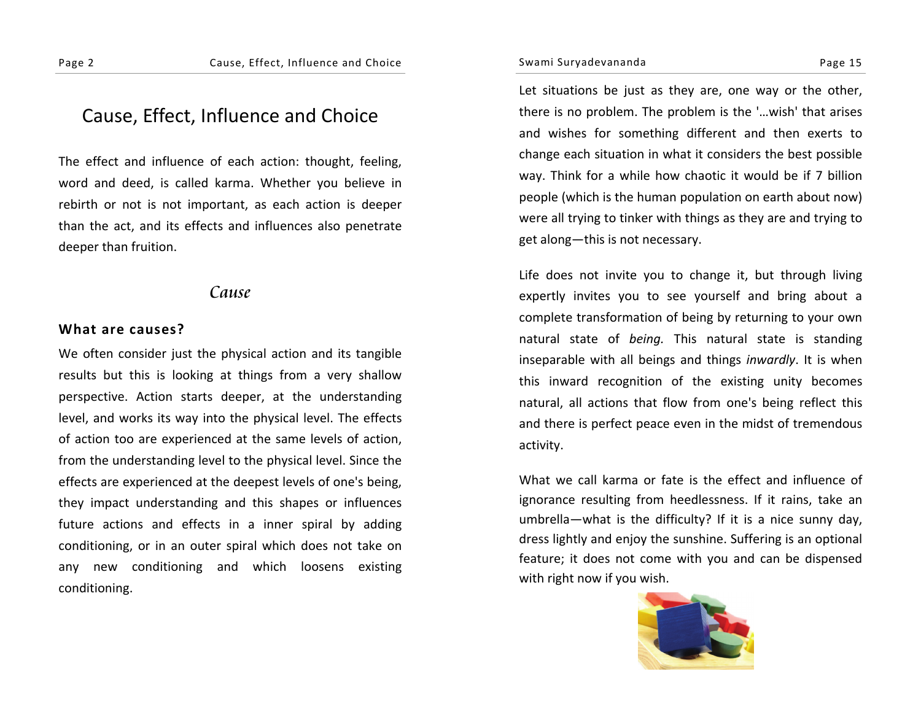# Cause, Effect, Influence and Choice

The effect and influence of each action: thought, feeling, word and deed, is called karma. Whether you believe in rebirth or not is not important, as each action is deeper than the act, and its effects and influences also penetrate deeper than fruition.

## *Cause*

### What are causes?

We often consider just the physical action and its tangible results but this is looking at things from a very shallow perspective. Action starts deeper, at the understanding level, and works its way into the physical level. The effects of action too are experienced at the same levels of action, from the understanding level to the physical level. Since the effects are experienced at the deepest levels of one's being, they impact understanding and this shapes or influences future actions and effects in a inner spiral by adding conditioning, or in an outer spiral which does not take on any new conditioning and which loosens existing conditioning.

Let situations be just as they are, one way or the other, there is no problem. The problem is the '…wish' that arises and wishes for something different and then exerts to change each situation in what it considers the best possible way. Think for a while how chaotic it would be if 7 billion people (which is the human population on earth about now) were all trying to tinker with things as they are and trying to get along—this is not necessary.

Life does not invite you to change it, but through living expertly invites you to see yourself and bring about a complete transformation of being by returning to your own natural state of *being.* This natural state is standing inseparable with all beings and things *inwardly*. It is when this inward recognition of the existing unity becomes natural, all actions that flow from one's being reflect this and there is perfect peace even in the midst of tremendous activity.

What we call karma or fate is the effect and influence of ignorance resulting from heedlessness. If it rains, take an umbrella—what is the difficulty? If it is a nice sunny day, dress lightly and enjoy the sunshine. Suffering is an optional feature; it does not come with you and can be dispensed with right now if you wish.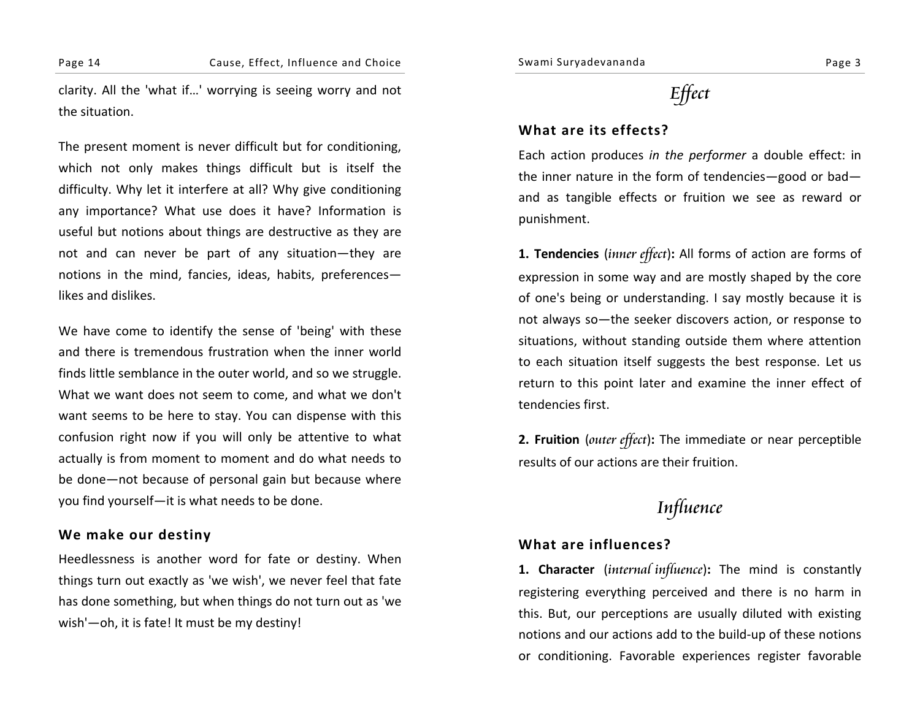clarity. All the 'what if…' worrying is seeing worry and not the situation.

The present moment is never difficult but for conditioning, which not only makes things difficult but is itself the difficulty. Why let it interfere at all? Why give conditioning any importance? What use does it have? Information is useful but notions about things are destructive as they are not and can never be part of any situation—they are notions in the mind, fancies, ideas, habits, preferences—likes and dislikes.

We have come to identify the sense of 'being' with these and there is tremendous frustration when the inner world finds little semblance in the outer world, and so we struggle. What we want does not seem to come, and what we don't want seems to be here to stay. You can dispense with this confusion right now if you will only be attentive to what actually is from moment to moment and do what needs to be done—not because of personal gain but because where you find yourself—it is what needs to be done.

### We make our destiny

Heedlessness is another word for fate or destiny. When things turn out exactly as 'we wish', we never feel that fate has done something, but when things do not turn out as 'we wish'—oh, it is fate! It must be my destiny!

## *Effect*

### What are its effects?

Each action produces *in the performer* a double effect: in the inner nature in the form of tendencies—good or bad—and as tangible effects or fruition we see as reward or punishment.

**1. Tendencies** (*inner effect*)**:** All forms of action are forms of expression in some way and are mostly shaped by the core of one's being or understanding. I say mostly because it is not always so—the seeker discovers action, or response to situations, without standing outside them where attention to each situation itself suggests the best response. Let us return to this point later and examine the inner effect of tendencies first.

**2. Fruition** (*outer effect*)**:** The immediate or near perceptible results of our actions are their fruition.

## *Influence*

### What are influences?

**1. Character** (*internal influence*)**:** The mind is constantly registering everything perceived and there is no harm in this. But, our perceptions are usually diluted with existing notions and our actions add to the build-up of these notions or conditioning. Favorable experiences register favorable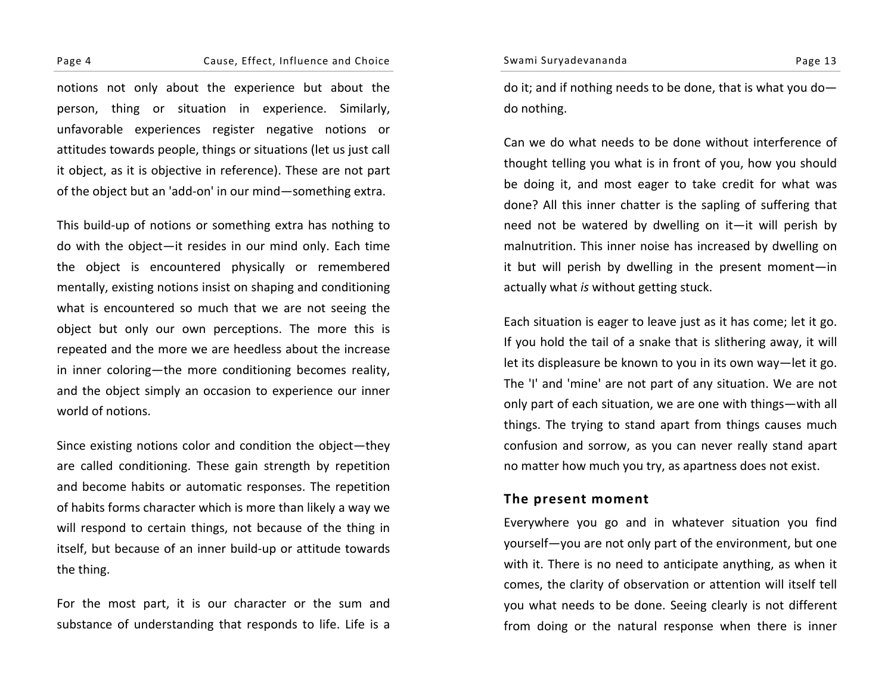notions not only about the experience but about the person, thing or situation in experience. Similarly, unfavorable experiences register negative notions or attitudes towards people, things or situations (let us just call it object, as it is objective in reference). These are not part of the object but an 'add-on' in our mind—something extra.

This build-up of notions or something extra has nothing to do with the object—it resides in our mind only. Each time the object is encountered physically or remembered mentally, existing notions insist on shaping and conditioning what is encountered so much that we are not seeing the object but only our own perceptions. The more this is repeated and the more we are heedless about the increase in inner coloring—the more conditioning becomes reality, and the object simply an occasion to experience our inner world of notions.

Since existing notions color and condition the object—they are called conditioning. These gain strength by repetition and become habits or automatic responses. The repetition of habits forms character which is more than likely a way we will respond to certain things, not because of the thing in itself, but because of an inner build-up or attitude towards the thing.

For the most part, it is our character or the sum and substance of understanding that responds to life. Life is a

do it; and if nothing needs to be done, that is what you do—do nothing.

Can we do what needs to be done without interference of thought telling you what is in front of you, how you should be doing it, and most eager to take credit for what was done? All this inner chatter is the sapling of suffering that need not be watered by dwelling on it—it will perish by malnutrition. This inner noise has increased by dwelling on it but will perish by dwelling in the present moment—in actually what *is* without getting stuck.

Each situation is eager to leave just as it has come; let it go. If you hold the tail of a snake that is slithering away, it will let its displeasure be known to you in its own way—let it go. The 'I' and 'mine' are not part of any situation. We are not only part of each situation, we are one with things—with all things. The trying to stand apart from things causes much confusion and sorrow, as you can never really stand apart no matter how much you try, as apartness does not exist.

### The present moment

Everywhere you go and in whatever situation you find yourself—you are not only part of the environment, but one with it. There is no need to anticipate anything, as when it comes, the clarity of observation or attention will itself tell you what needs to be done. Seeing clearly is not different from doing or the natural response when there is inner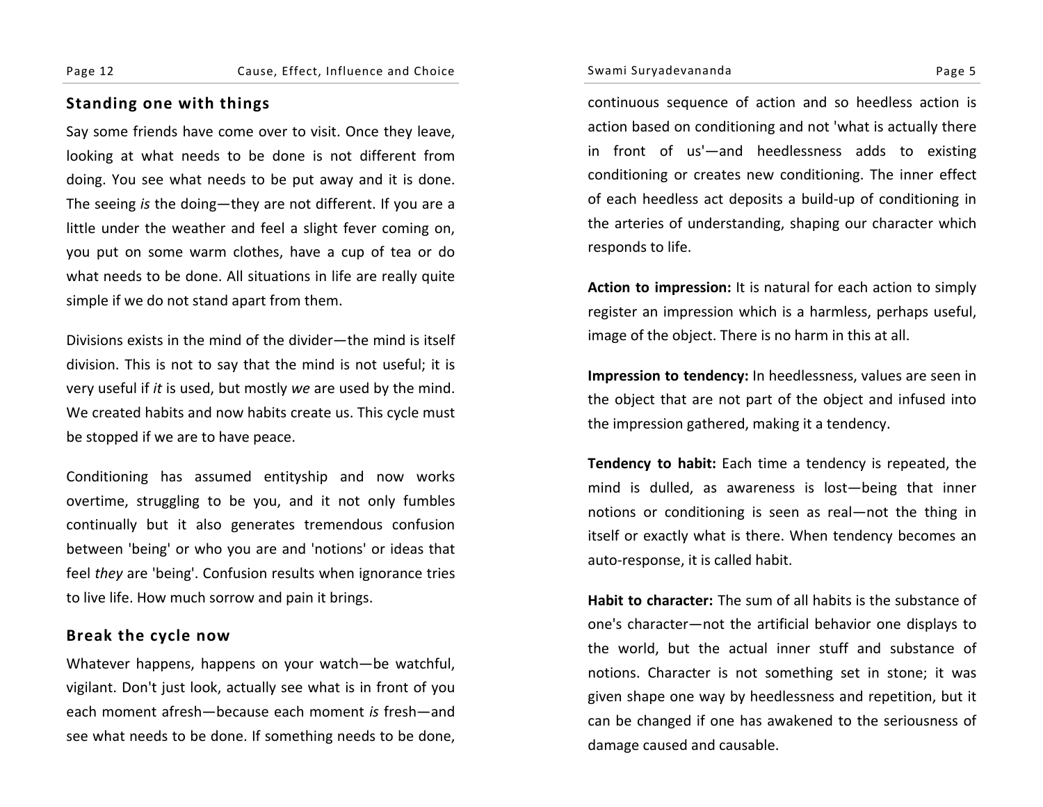## Standing one with things

Say some friends have come over to visit. Once they leave, looking at what needs to be done is not different from doing. You see what needs to be put away and it is done. The seeing *is* the doing—they are not different. If you are a little under the weather and feel a slight fever coming on, you put on some warm clothes, have a cup of tea or do what needs to be done. All situations in life are really quite simple if we do not stand apart from them.

Divisions exists in the mind of the divider—the mind is itself division. This is not to say that the mind is not useful; it is very useful if *it* is used, but mostly *we* are used by the mind. We created habits and now habits create us. This cycle must be stopped if we are to have peace.

Conditioning has assumed entityship and now works overtime, struggling to be you, and it not only fumbles continually but it also generates tremendous confusion between 'being' or who you are and 'notions' or ideas that feel *they* are 'being'. Confusion results when ignorance tries to live life. How much sorrow and pain it brings.

## Break the cycle now

Whatever happens, happens on your watch—be watchful, vigilant. Don't just look, actually see what is in front of you each moment afresh—because each moment *is* fresh—and see what needs to be done. If something needs to be done,

continuous sequence of action and so heedless action is action based on conditioning and not 'what is actually there in front of us'—and heedlessness adds to existing conditioning or creates new conditioning. The inner effect of each heedless act deposits a build-up of conditioning in the arteries of understanding, shaping our character which responds to life.

**Action to impression:** It is natural for each action to simply register an impression which is a harmless, perhaps useful, image of the object. There is no harm in this at all.

**Impression to tendency:** In heedlessness, values are seen in the object that are not part of the object and infused into the impression gathered, making it a tendency.

**Tendency to habit:** Each time a tendency is repeated, the mind is dulled, as awareness is lost—being that inner notions or conditioning is seen as real—not the thing in itself or exactly what is there. When tendency becomes an auto-response, it is called habit.

**Habit to character:** The sum of all habits is the substance of one's character—not the artificial behavior one displays to the world, but the actual inner stuff and substance of notions. Character is not something set in stone; it was given shape one way by heedlessness and repetition, but it can be changed if one has awakened to the seriousness of damage caused and causable.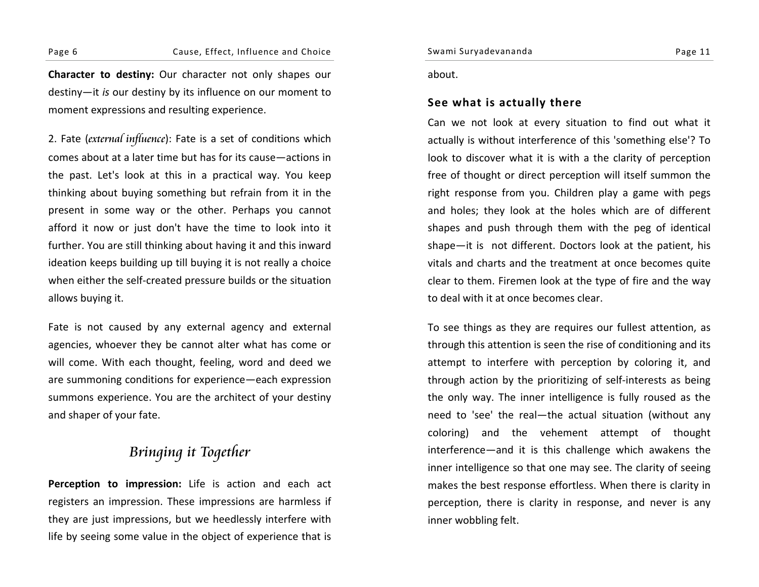**Character to destiny:** Our character not only shapes our destiny—it *is* our destiny by its influence on our moment to moment expressions and resulting experience.

2. Fate (*external influence*): Fate is a set of conditions which comes about at a later time but has for its cause—actions in the past. Let's look at this in a practical way. You keep thinking about buying something but refrain from it in the present in some way or the other. Perhaps you cannot afford it now or just don't have the time to look into it further. You are still thinking about having it and this inward ideation keeps building up till buying it is not really a choice when either the self-created pressure builds or the situation allows buying it.

Fate is not caused by any external agency and external agencies, whoever they be cannot alter what has come or will come. With each thought, feeling, word and deed we are summoning conditions for experience—each expression summons experience. You are the architect of your destiny and shaper of your fate.

## Bringing it Together

**Perception to impression:** Life is action and each act registers an impression. These impressions are harmless if they are just impressions, but we heedlessly interfere with life by seeing some value in the object of experience that is

about.

### See what is actually there

Can we not look at every situation to find out what it actually is without interference of this 'something else'? To look to discover what it is with a the clarity of perception free of thought or direct perception will itself summon the right response from you. Children play a game with pegs and holes; they look at the holes which are of different shapes and push through them with the peg of identical shape—it is not different. Doctors look at the patient, his vitals and charts and the treatment at once becomes quite clear to them. Firemen look at the type of fire and the way to deal with it at once becomes clear.

To see things as they are requires our fullest attention, as through this attention is seen the rise of conditioning and its attempt to interfere with perception by coloring it, and through action by the prioritizing of self-interests as being the only way. The inner intelligence is fully roused as the need to 'see' the real—the actual situation (without any coloring) and the vehement attempt of thought interference—and it is this challenge which awakens the inner intelligence so that one may see. The clarity of seeing makes the best response effortless. When there is clarity in perception, there is clarity in response, and never is any inner wobbling felt.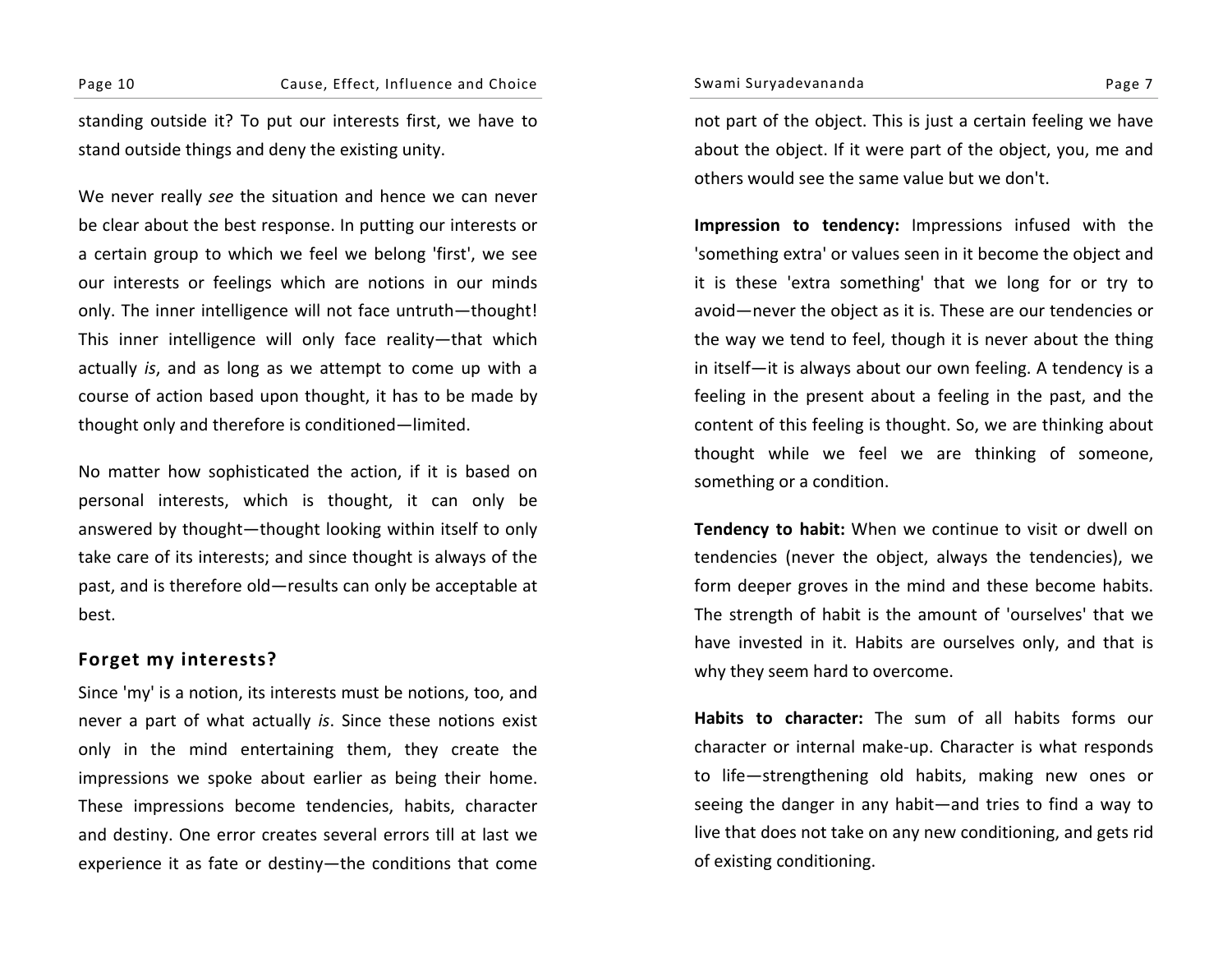standing outside it? To put our interests first, we have to stand outside things and deny the existing unity.

We never really *see* the situation and hence we can never be clear about the best response. In putting our interests or a certain group to which we feel we belong 'first', we see our interests or feelings which are notions in our minds only. The inner intelligence will not face untruth—thought! This inner intelligence will only face reality—that which actually *is*, and as long as we attempt to come up with a course of action based upon thought, it has to be made by thought only and therefore is conditioned—limited.

No matter how sophisticated the action, if it is based on personal interests, which is thought, it can only be answered by thought—thought looking within itself to only take care of its interests; and since thought is always of the past, and is therefore old—results can only be acceptable at best.

### Forget my interests?

Since 'my' is a notion, its interests must be notions, too, and never a part of what actually *is*. Since these notions exist only in the mind entertaining them, they create the impressions we spoke about earlier as being their home. These impressions become tendencies, habits, character and destiny. One error creates several errors till at last we experience it as fate or destiny—the conditions that come

not part of the object. This is just a certain feeling we have about the object. If it were part of the object, you, me and others would see the same value but we don't.

**Impression to tendency:** Impressions infused with the 'something extra' or values seen in it become the object and it is these 'extra something' that we long for or try to avoid—never the object as it is. These are our tendencies or the way we tend to feel, though it is never about the thing in itself—it is always about our own feeling. A tendency is a feeling in the present about a feeling in the past, and the content of this feeling is thought. So, we are thinking about thought while we feel we are thinking of someone, something or a condition.

**Tendency to habit:** When we continue to visit or dwell on tendencies (never the object, always the tendencies), we form deeper groves in the mind and these become habits. The strength of habit is the amount of 'ourselves' that we have invested in it. Habits are ourselves only, and that is why they seem hard to overcome.

**Habits to character:** The sum of all habits forms our character or internal make-up. Character is what responds to life—strengthening old habits, making new ones or seeing the danger in any habit—and tries to find a way to live that does not take on any new conditioning, and gets rid of existing conditioning.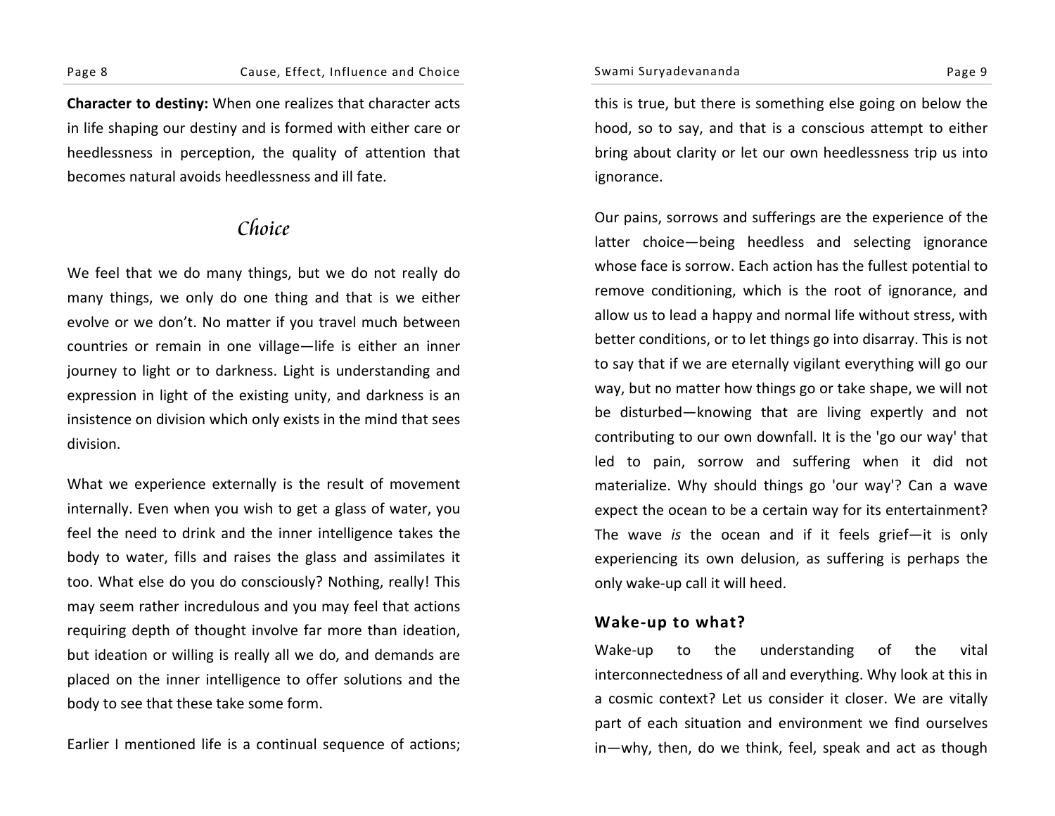**Character to destiny:** When one realizes that character acts in life shaping our destiny and is formed with either care or heedlessness in perception, the quality of attention that becomes natural avoids heedlessness and ill fate.

## *Choice*

We feel that we do many things, but we do not really do many things, we only do one thing and that is we either evolve or we don't. No matter if you travel much between countries or remain in one village—life is either an inner journey to light or to darkness. Light is understanding and expression in light of the existing unity, and darkness is an insistence on division which only exists in the mind that sees division.

What we experience externally is the result of movement internally. Even when you wish to get a glass of water, you feel the need to drink and the inner intelligence takes the body to water, fills and raises the glass and assimilates it too. What else do you do consciously? Nothing, really! This may seem rather incredulous and you may feel that actions requiring depth of thought involve far more than ideation, but ideation or willing is really all we do, and demands are placed on the inner intelligence to offer solutions and the body to see that these take some form.

Earlier I mentioned life is a continual sequence of actions; this is true, but there is something else going on below the hood, so to say, and that is a conscious attempt to either bring about clarity or let our own heedlessness trip us into ignorance.

Our pains, sorrows and sufferings are the experience of the latter choice—being heedless and selecting ignorance whose face is sorrow. Each action has the fullest potential to remove conditioning, which is the root of ignorance, and allow us to lead a happy and normal life without stress, with better conditions, or to let things go into disarray. This is not to say that if we are eternally vigilant everything will go our way, but no matter how things go or take shape, we will not be disturbed—knowing that are living expertly and not contributing to our own downfall. It is the 'go our way' that led to pain, sorrow and suffering when it did not materialize. Why should things go 'our way'? Can a wave expect the ocean to be a certain way for its entertainment? The wave *is* the ocean and if it feels grief—it is only experiencing its own delusion, as suffering is perhaps the only wake-up call it will heed.

### Wake-up to what?

Wake-up to the understanding of the vital interconnectedness of all and everything. Why look at this in a cosmic context? Let us consider it closer. We are vitally part of each situation and environment we find ourselves in—why, then, do we think, feel, speak and act as though